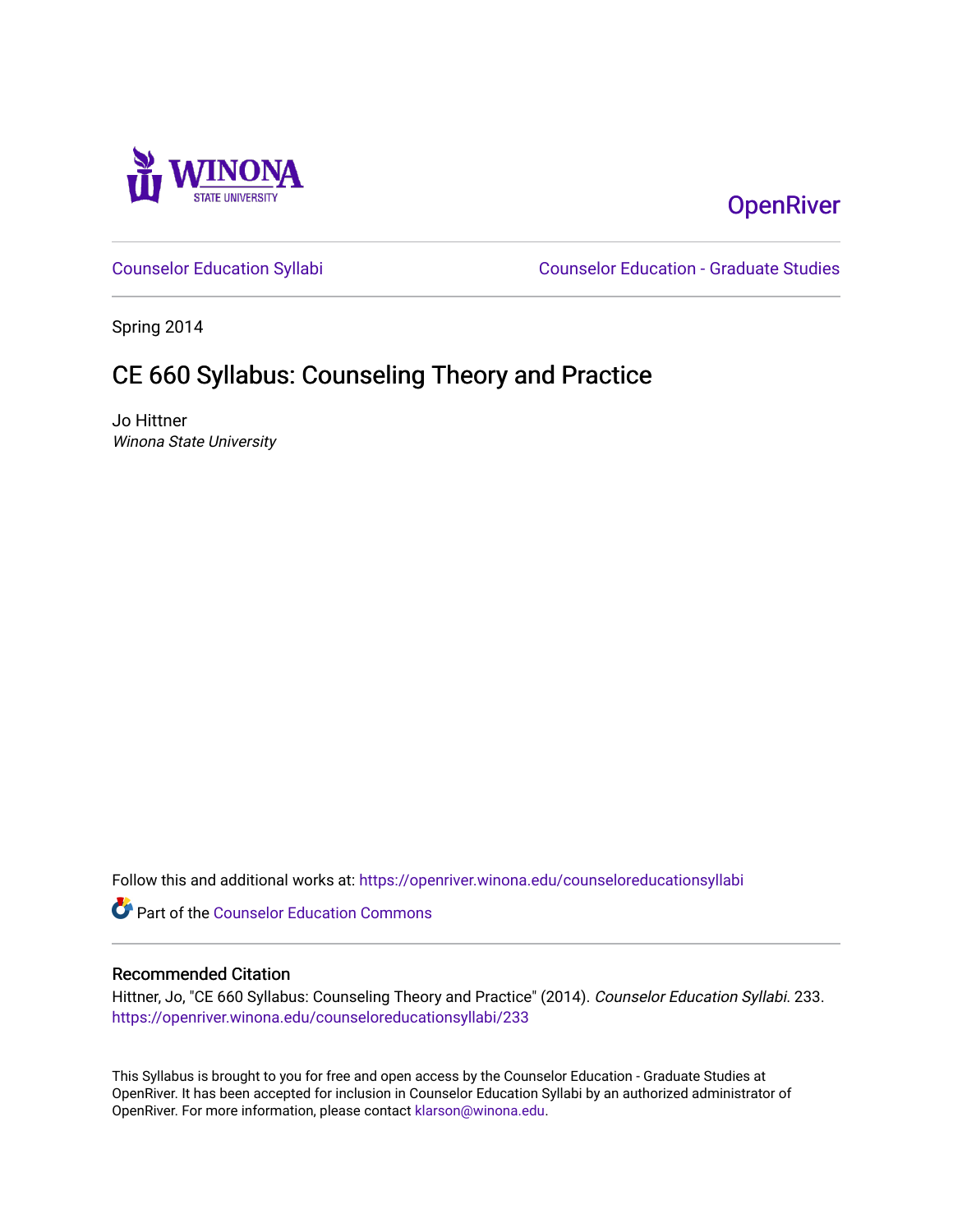Winona State University

OpenRiver

Counselor Education Syllabi | Counselor Education - Graduate Studies

Spring 2014

# CE 660 Syllabus: Counseling Theory and Practice

Jo Hittner
*Winona State University*

Follow this and additional works at: https://openriver.winona.edu/counseloreducationsyllabi

Part of the Counselor Education Commons

## Recommended Citation

Hittner, Jo, "CE 660 Syllabus: Counseling Theory and Practice" (2014). *Counselor Education Syllabi*. 233.
https://openriver.winona.edu/counseloreducationsyllabi/233

This Syllabus is brought to you for free and open access by the Counselor Education - Graduate Studies at OpenRiver. It has been accepted for inclusion in Counselor Education Syllabi by an authorized administrator of OpenRiver. For more information, please contact klarson@winona.edu.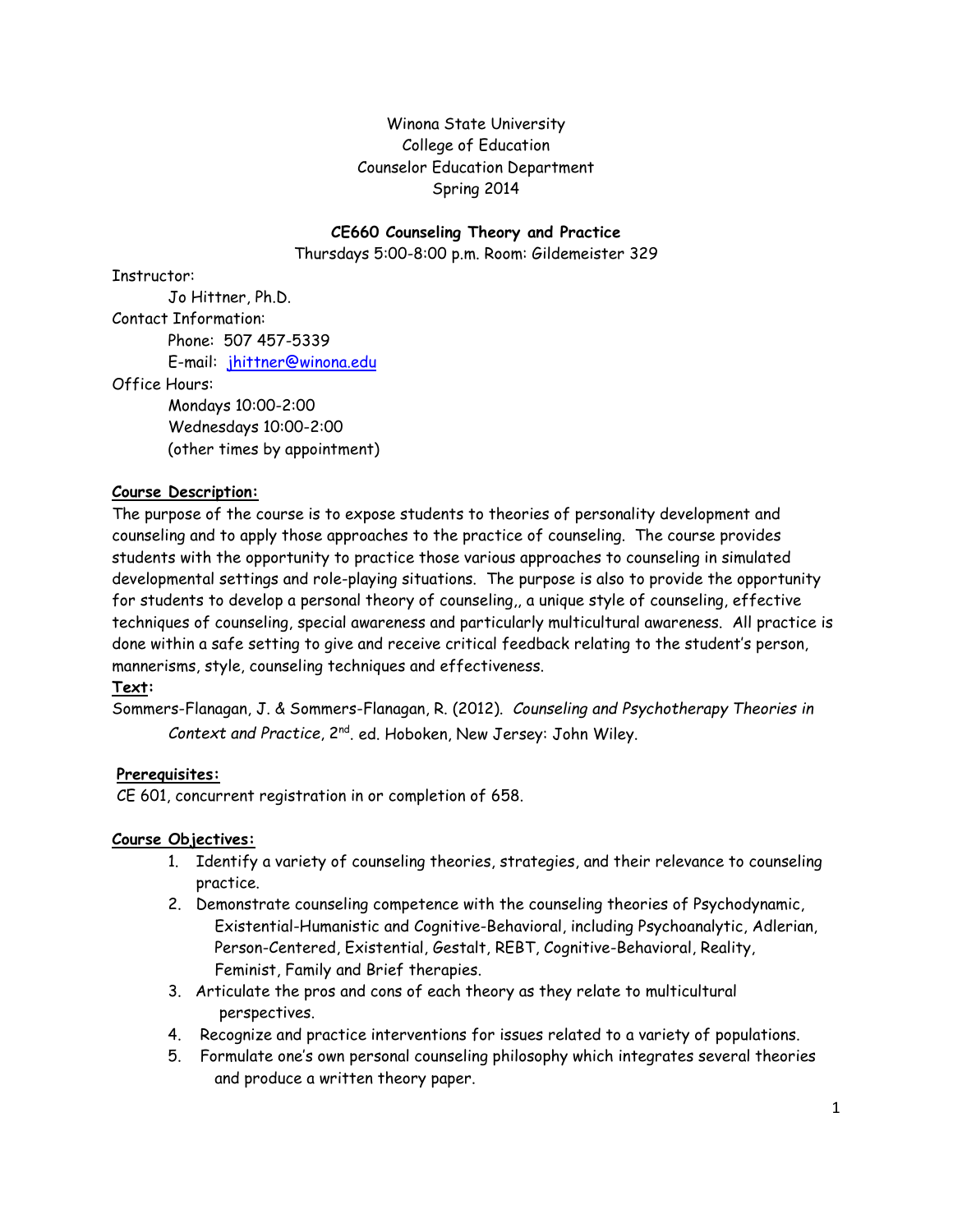Winona State University
College of Education
Counselor Education Department
Spring 2014

**CE660 Counseling Theory and Practice**
Thursdays 5:00-8:00 p.m. Room: Gildemeister 329

Instructor:
Jo Hittner, Ph.D.
Contact Information:
Phone: 507 457-5339
E-mail: jhittner@winona.edu
Office Hours:
Mondays 10:00-2:00
Wednesdays 10:00-2:00
(other times by appointment)

**Course Description:**

The purpose of the course is to expose students to theories of personality development and counseling and to apply those approaches to the practice of counseling. The course provides students with the opportunity to practice those various approaches to counseling in simulated developmental settings and role-playing situations. The purpose is also to provide the opportunity for students to develop a personal theory of counseling,, a unique style of counseling, effective techniques of counseling, special awareness and particularly multicultural awareness. All practice is done within a safe setting to give and receive critical feedback relating to the student's person, mannerisms, style, counseling techniques and effectiveness.

**Text:**

Sommers-Flanagan, J. & Sommers-Flanagan, R. (2012). *Counseling and Psychotherapy Theories in Context and Practice*, 2nd. ed. Hoboken, New Jersey: John Wiley.

**Prerequisites:**

CE 601, concurrent registration in or completion of 658.

**Course Objectives:**

1. Identify a variety of counseling theories, strategies, and their relevance to counseling practice.
2. Demonstrate counseling competence with the counseling theories of Psychodynamic, Existential-Humanistic and Cognitive-Behavioral, including Psychoanalytic, Adlerian, Person-Centered, Existential, Gestalt, REBT, Cognitive-Behavioral, Reality, Feminist, Family and Brief therapies.
3. Articulate the pros and cons of each theory as they relate to multicultural perspectives.
4. Recognize and practice interventions for issues related to a variety of populations.
5. Formulate one's own personal counseling philosophy which integrates several theories and produce a written theory paper.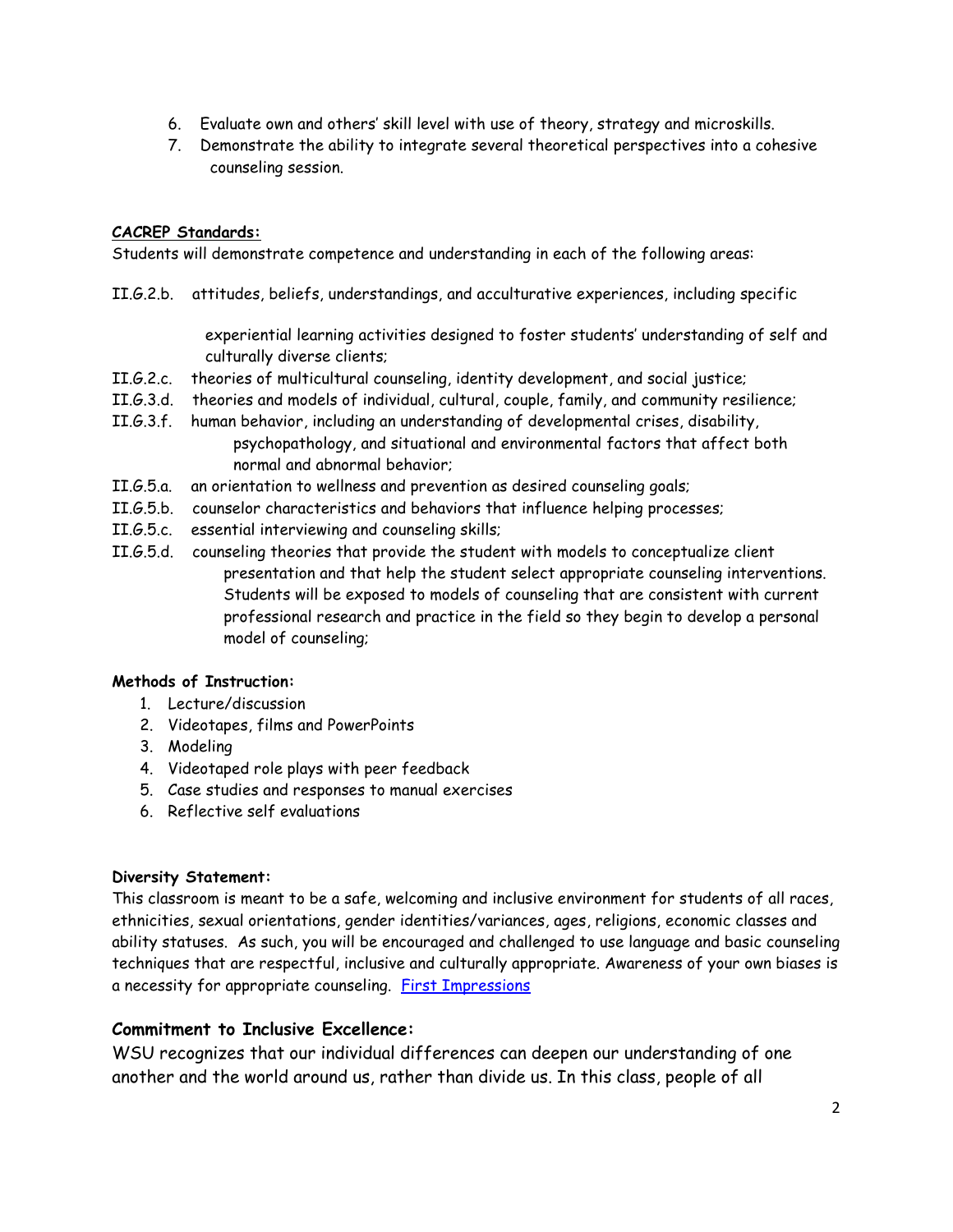6. Evaluate own and others' skill level with use of theory, strategy and microskills.
7. Demonstrate the ability to integrate several theoretical perspectives into a cohesive counseling session.

**CACREP Standards:**

Students will demonstrate competence and understanding in each of the following areas:

II.G.2.b. attitudes, beliefs, understandings, and acculturative experiences, including specific experiential learning activities designed to foster students' understanding of self and culturally diverse clients;

II.G.2.c. theories of multicultural counseling, identity development, and social justice;

II.G.3.d. theories and models of individual, cultural, couple, family, and community resilience;

II.G.3.f. human behavior, including an understanding of developmental crises, disability, psychopathology, and situational and environmental factors that affect both normal and abnormal behavior;

II.G.5.a. an orientation to wellness and prevention as desired counseling goals;

II.G.5.b. counselor characteristics and behaviors that influence helping processes;

II.G.5.c. essential interviewing and counseling skills;

II.G.5.d. counseling theories that provide the student with models to conceptualize client presentation and that help the student select appropriate counseling interventions. Students will be exposed to models of counseling that are consistent with current professional research and practice in the field so they begin to develop a personal model of counseling;

**Methods of Instruction:**

1. Lecture/discussion
2. Videotapes, films and PowerPoints
3. Modeling
4. Videotaped role plays with peer feedback
5. Case studies and responses to manual exercises
6. Reflective self evaluations

**Diversity Statement:**

This classroom is meant to be a safe, welcoming and inclusive environment for students of all races, ethnicities, sexual orientations, gender identities/variances, ages, religions, economic classes and ability statuses. As such, you will be encouraged and challenged to use language and basic counseling techniques that are respectful, inclusive and culturally appropriate. Awareness of your own biases is a necessity for appropriate counseling. First Impressions

## Commitment to Inclusive Excellence:

WSU recognizes that our individual differences can deepen our understanding of one another and the world around us, rather than divide us. In this class, people of all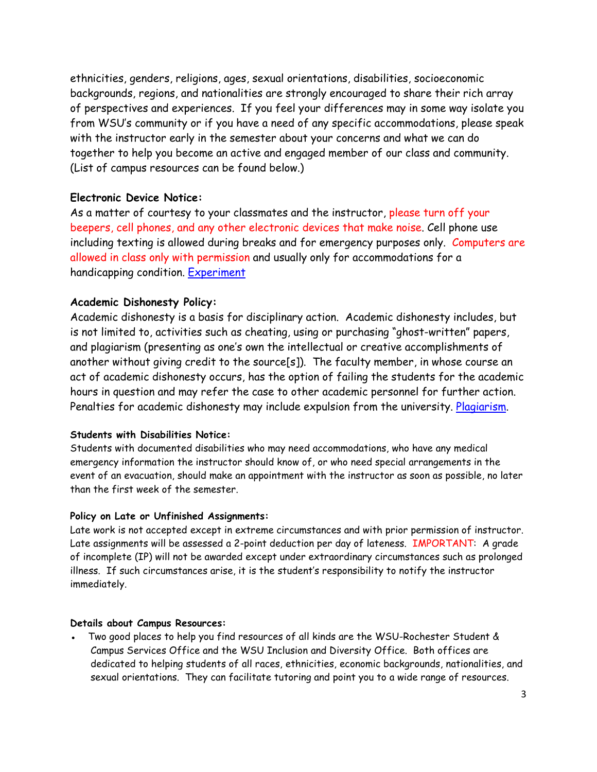ethnicities, genders, religions, ages, sexual orientations, disabilities, socioeconomic backgrounds, regions, and nationalities are strongly encouraged to share their rich array of perspectives and experiences. If you feel your differences may in some way isolate you from WSU's community or if you have a need of any specific accommodations, please speak with the instructor early in the semester about your concerns and what we can do together to help you become an active and engaged member of our class and community. (List of campus resources can be found below.)

**Electronic Device Notice:**

As a matter of courtesy to your classmates and the instructor, please turn off your beepers, cell phones, and any other electronic devices that make noise. Cell phone use including texting is allowed during breaks and for emergency purposes only. Computers are allowed in class only with permission and usually only for accommodations for a handicapping condition. Experiment

**Academic Dishonesty Policy:**

Academic dishonesty is a basis for disciplinary action. Academic dishonesty includes, but is not limited to, activities such as cheating, using or purchasing "ghost-written" papers, and plagiarism (presenting as one's own the intellectual or creative accomplishments of another without giving credit to the source[s]). The faculty member, in whose course an act of academic dishonesty occurs, has the option of failing the students for the academic hours in question and may refer the case to other academic personnel for further action. Penalties for academic dishonesty may include expulsion from the university. Plagiarism.

**Students with Disabilities Notice:**

Students with documented disabilities who may need accommodations, who have any medical emergency information the instructor should know of, or who need special arrangements in the event of an evacuation, should make an appointment with the instructor as soon as possible, no later than the first week of the semester.

**Policy on Late or Unfinished Assignments:**

Late work is not accepted except in extreme circumstances and with prior permission of instructor. Late assignments will be assessed a 2-point deduction per day of lateness. IMPORTANT: A grade of incomplete (IP) will not be awarded except under extraordinary circumstances such as prolonged illness. If such circumstances arise, it is the student's responsibility to notify the instructor immediately.

**Details about Campus Resources:**

- Two good places to help you find resources of all kinds are the WSU-Rochester Student & Campus Services Office and the WSU Inclusion and Diversity Office. Both offices are dedicated to helping students of all races, ethnicities, economic backgrounds, nationalities, and sexual orientations. They can facilitate tutoring and point you to a wide range of resources.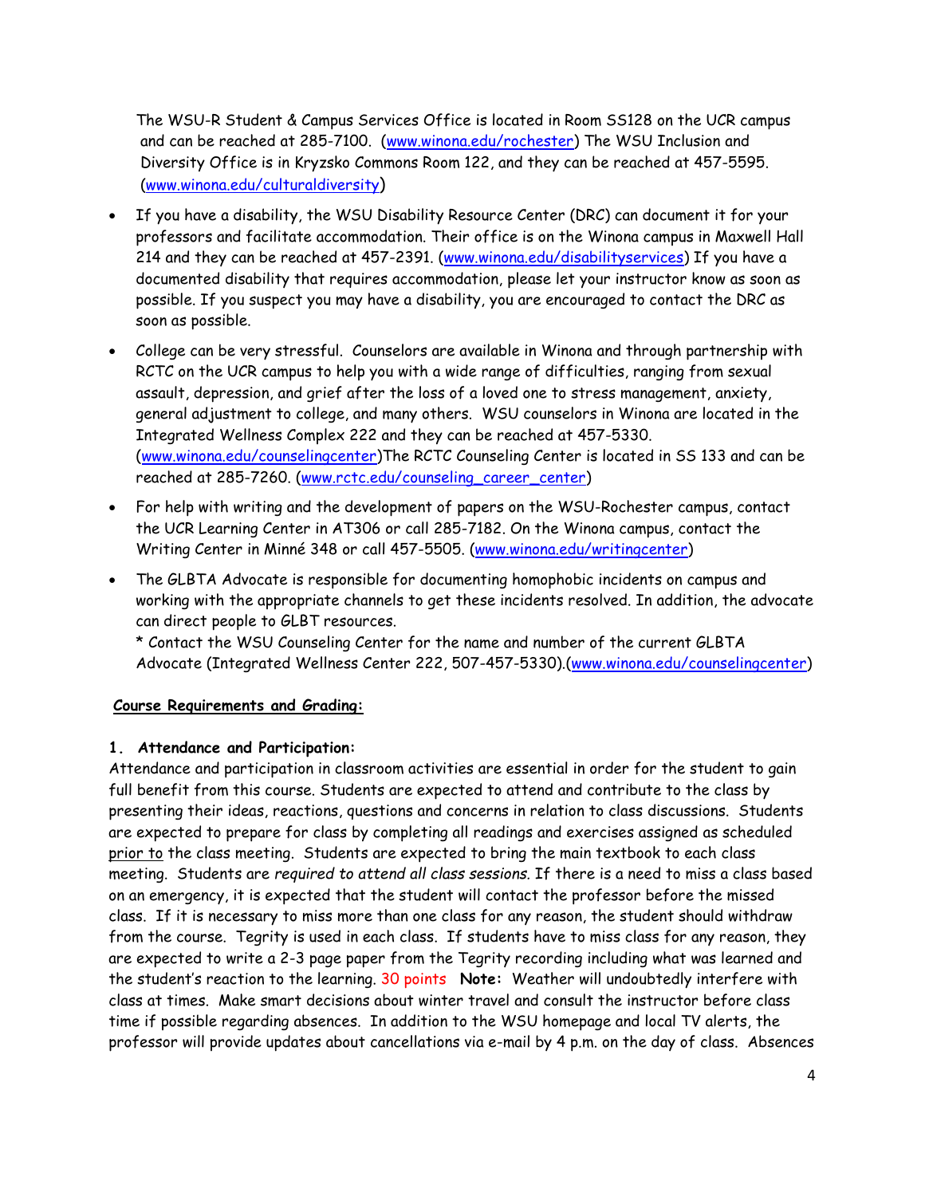The WSU-R Student & Campus Services Office is located in Room SS128 on the UCR campus and can be reached at 285-7100. (www.winona.edu/rochester) The WSU Inclusion and Diversity Office is in Kryzsko Commons Room 122, and they can be reached at 457-5595. (www.winona.edu/culturaldiversity)

- If you have a disability, the WSU Disability Resource Center (DRC) can document it for your professors and facilitate accommodation. Their office is on the Winona campus in Maxwell Hall 214 and they can be reached at 457-2391. (www.winona.edu/disabilityservices) If you have a documented disability that requires accommodation, please let your instructor know as soon as possible. If you suspect you may have a disability, you are encouraged to contact the DRC as soon as possible.
- College can be very stressful. Counselors are available in Winona and through partnership with RCTC on the UCR campus to help you with a wide range of difficulties, ranging from sexual assault, depression, and grief after the loss of a loved one to stress management, anxiety, general adjustment to college, and many others. WSU counselors in Winona are located in the Integrated Wellness Complex 222 and they can be reached at 457-5330. (www.winona.edu/counselingcenter)The RCTC Counseling Center is located in SS 133 and can be reached at 285-7260. (www.rctc.edu/counseling_career_center)
- For help with writing and the development of papers on the WSU-Rochester campus, contact the UCR Learning Center in AT306 or call 285-7182. On the Winona campus, contact the Writing Center in Minné 348 or call 457-5505. (www.winona.edu/writingcenter)
- The GLBTA Advocate is responsible for documenting homophobic incidents on campus and working with the appropriate channels to get these incidents resolved. In addition, the advocate can direct people to GLBT resources.
  * Contact the WSU Counseling Center for the name and number of the current GLBTA Advocate (Integrated Wellness Center 222, 507-457-5330).(www.winona.edu/counselingcenter)

**Course Requirements and Grading:**

**1. Attendance and Participation:**
Attendance and participation in classroom activities are essential in order for the student to gain full benefit from this course. Students are expected to attend and contribute to the class by presenting their ideas, reactions, questions and concerns in relation to class discussions. Students are expected to prepare for class by completing all readings and exercises assigned as scheduled prior to the class meeting. Students are expected to bring the main textbook to each class meeting. Students are *required to attend all class sessions.* If there is a need to miss a class based on an emergency, it is expected that the student will contact the professor before the missed class. If it is necessary to miss more than one class for any reason, the student should withdraw from the course. Tegrity is used in each class. If students have to miss class for any reason, they are expected to write a 2-3 page paper from the Tegrity recording including what was learned and the student's reaction to the learning. 30 points **Note:** Weather will undoubtedly interfere with class at times. Make smart decisions about winter travel and consult the instructor before class time if possible regarding absences. In addition to the WSU homepage and local TV alerts, the professor will provide updates about cancellations via e-mail by 4 p.m. on the day of class. Absences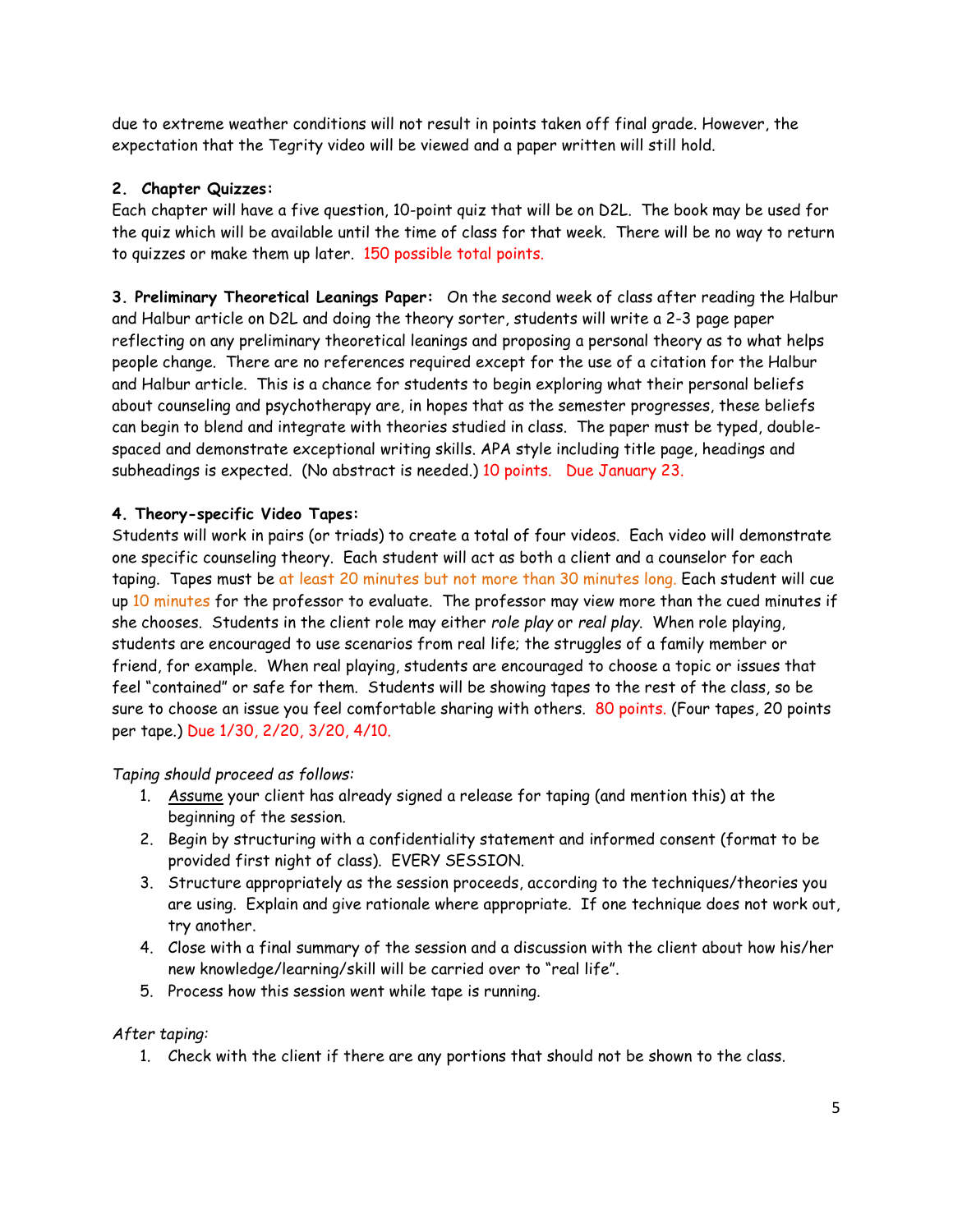due to extreme weather conditions will not result in points taken off final grade. However, the expectation that the Tegrity video will be viewed and a paper written will still hold.

**2. Chapter Quizzes:**
Each chapter will have a five question, 10-point quiz that will be on D2L. The book may be used for the quiz which will be available until the time of class for that week. There will be no way to return to quizzes or make them up later. 150 possible total points.

**3. Preliminary Theoretical Leanings Paper:** On the second week of class after reading the Halbur and Halbur article on D2L and doing the theory sorter, students will write a 2-3 page paper reflecting on any preliminary theoretical leanings and proposing a personal theory as to what helps people change. There are no references required except for the use of a citation for the Halbur and Halbur article. This is a chance for students to begin exploring what their personal beliefs about counseling and psychotherapy are, in hopes that as the semester progresses, these beliefs can begin to blend and integrate with theories studied in class. The paper must be typed, double-spaced and demonstrate exceptional writing skills. APA style including title page, headings and subheadings is expected. (No abstract is needed.) 10 points. Due January 23.

**4. Theory-specific Video Tapes:**
Students will work in pairs (or triads) to create a total of four videos. Each video will demonstrate one specific counseling theory. Each student will act as both a client and a counselor for each taping. Tapes must be at least 20 minutes but not more than 30 minutes long. Each student will cue up 10 minutes for the professor to evaluate. The professor may view more than the cued minutes if she chooses. Students in the client role may either *role play* or *real play*. When role playing, students are encouraged to use scenarios from real life; the struggles of a family member or friend, for example. When real playing, students are encouraged to choose a topic or issues that feel "contained" or safe for them. Students will be showing tapes to the rest of the class, so be sure to choose an issue you feel comfortable sharing with others. 80 points. (Four tapes, 20 points per tape.) Due 1/30, 2/20, 3/20, 4/10.

*Taping should proceed as follows:*

1. Assume your client has already signed a release for taping (and mention this) at the beginning of the session.
2. Begin by structuring with a confidentiality statement and informed consent (format to be provided first night of class). EVERY SESSION.
3. Structure appropriately as the session proceeds, according to the techniques/theories you are using. Explain and give rationale where appropriate. If one technique does not work out, try another.
4. Close with a final summary of the session and a discussion with the client about how his/her new knowledge/learning/skill will be carried over to "real life".
5. Process how this session went while tape is running.

*After taping:*

1. Check with the client if there are any portions that should not be shown to the class.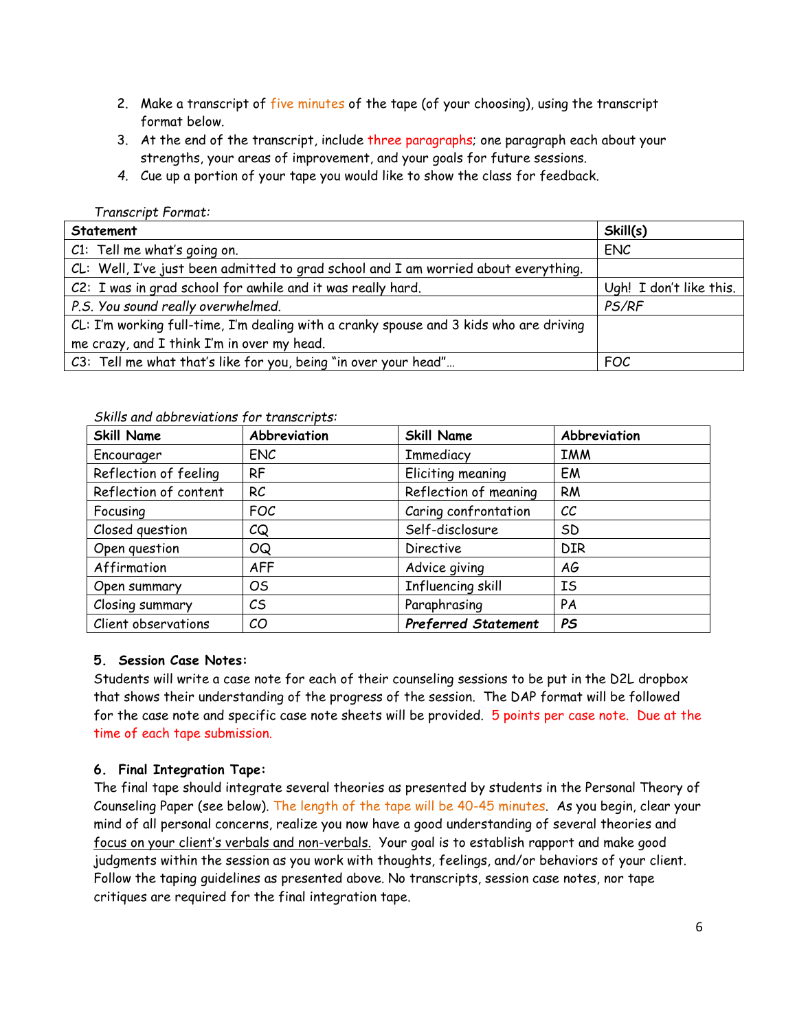2. Make a transcript of five minutes of the tape (of your choosing), using the transcript format below.
3. At the end of the transcript, include three paragraphs; one paragraph each about your strengths, your areas of improvement, and your goals for future sessions.
4. Cue up a portion of your tape you would like to show the class for feedback.

*Transcript Format:*

| Statement | Skill(s) |
|---|---|
| C1: Tell me what's going on. | ENC |
| CL: Well, I've just been admitted to grad school and I am worried about everything. | |
| C2: I was in grad school for awhile and it was really hard. | Ugh! I don't like this. |
| *P.S. You sound really overwhelmed.* | *PS/RF* |
| CL: I'm working full-time, I'm dealing with a cranky spouse and 3 kids who are driving me crazy, and I think I'm in over my head. | |
| C3: Tell me what that's like for you, being "in over your head"… | FOC |

*Skills and abbreviations for transcripts:*

| Skill Name | Abbreviation | Skill Name | Abbreviation |
|---|---|---|---|
| Encourager | ENC | Immediacy | IMM |
| Reflection of feeling | RF | Eliciting meaning | EM |
| Reflection of content | RC | Reflection of meaning | RM |
| Focusing | FOC | Caring confrontation | CC |
| Closed question | CQ | Self-disclosure | SD |
| Open question | OQ | Directive | DIR |
| Affirmation | AFF | Advice giving | AG |
| Open summary | OS | Influencing skill | IS |
| Closing summary | CS | Paraphrasing | PA |
| Client observations | CO | ***Preferred Statement*** | ***PS*** |

**5. Session Case Notes:**

Students will write a case note for each of their counseling sessions to be put in the D2L dropbox that shows their understanding of the progress of the session. The DAP format will be followed for the case note and specific case note sheets will be provided. 5 points per case note. Due at the time of each tape submission.

**6. Final Integration Tape:**

The final tape should integrate several theories as presented by students in the Personal Theory of Counseling Paper (see below). The length of the tape will be 40-45 minutes. As you begin, clear your mind of all personal concerns, realize you now have a good understanding of several theories and focus on your client's verbals and non-verbals. Your goal is to establish rapport and make good judgments within the session as you work with thoughts, feelings, and/or behaviors of your client. Follow the taping guidelines as presented above. No transcripts, session case notes, nor tape critiques are required for the final integration tape.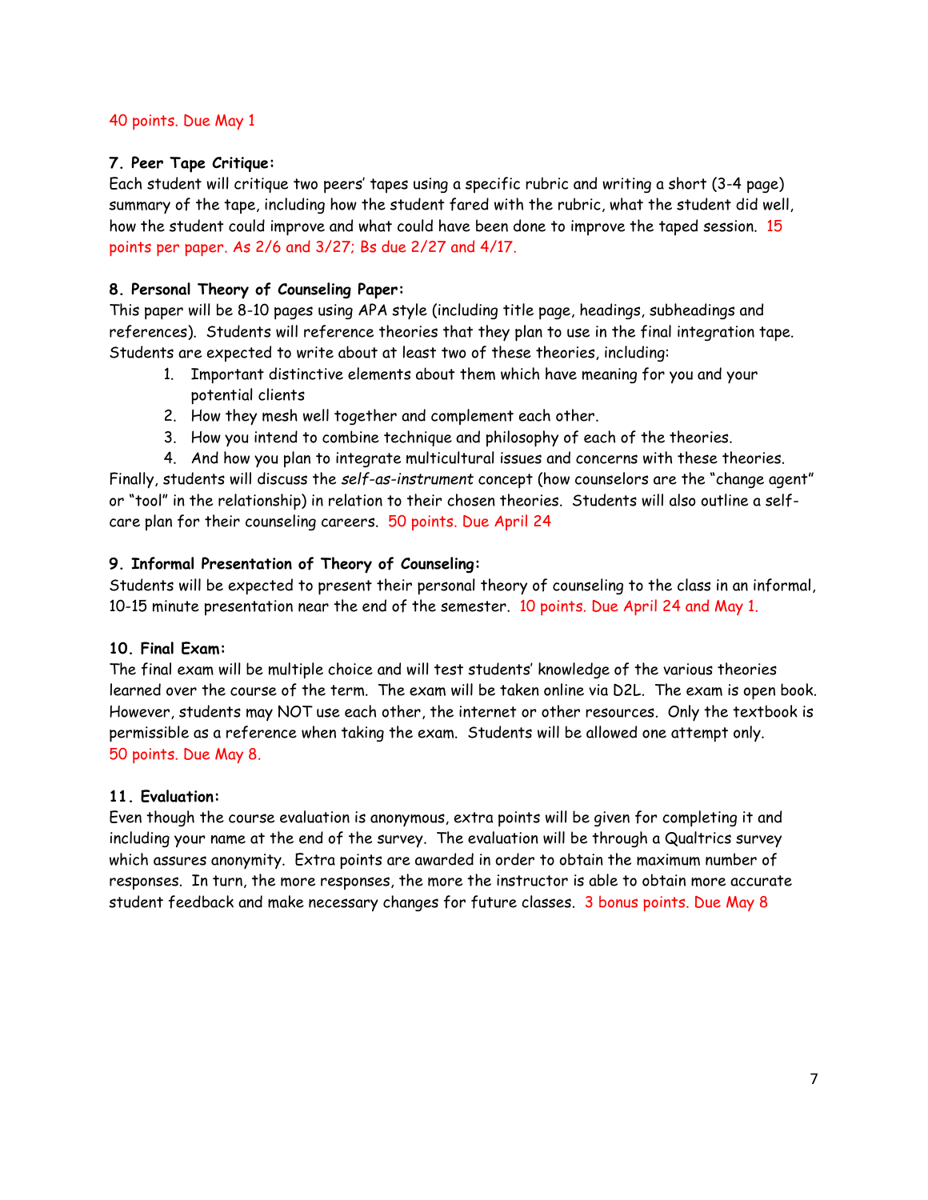40 points. Due May 1

**7. Peer Tape Critique:**
Each student will critique two peers' tapes using a specific rubric and writing a short (3-4 page) summary of the tape, including how the student fared with the rubric, what the student did well, how the student could improve and what could have been done to improve the taped session. 15 points per paper. As 2/6 and 3/27; Bs due 2/27 and 4/17.

**8. Personal Theory of Counseling Paper:**
This paper will be 8-10 pages using APA style (including title page, headings, subheadings and references). Students will reference theories that they plan to use in the final integration tape. Students are expected to write about at least two of these theories, including:

1. Important distinctive elements about them which have meaning for you and your potential clients
2. How they mesh well together and complement each other.
3. How you intend to combine technique and philosophy of each of the theories.
4. And how you plan to integrate multicultural issues and concerns with these theories.

Finally, students will discuss the *self-as-instrument* concept (how counselors are the "change agent" or "tool" in the relationship) in relation to their chosen theories. Students will also outline a self-care plan for their counseling careers. 50 points. Due April 24

**9. Informal Presentation of Theory of Counseling:**
Students will be expected to present their personal theory of counseling to the class in an informal, 10-15 minute presentation near the end of the semester. 10 points. Due April 24 and May 1.

**10. Final Exam:**
The final exam will be multiple choice and will test students' knowledge of the various theories learned over the course of the term. The exam will be taken online via D2L. The exam is open book. However, students may NOT use each other, the internet or other resources. Only the textbook is permissible as a reference when taking the exam. Students will be allowed one attempt only.
50 points. Due May 8.

**11. Evaluation:**
Even though the course evaluation is anonymous, extra points will be given for completing it and including your name at the end of the survey. The evaluation will be through a Qualtrics survey which assures anonymity. Extra points are awarded in order to obtain the maximum number of responses. In turn, the more responses, the more the instructor is able to obtain more accurate student feedback and make necessary changes for future classes. 3 bonus points. Due May 8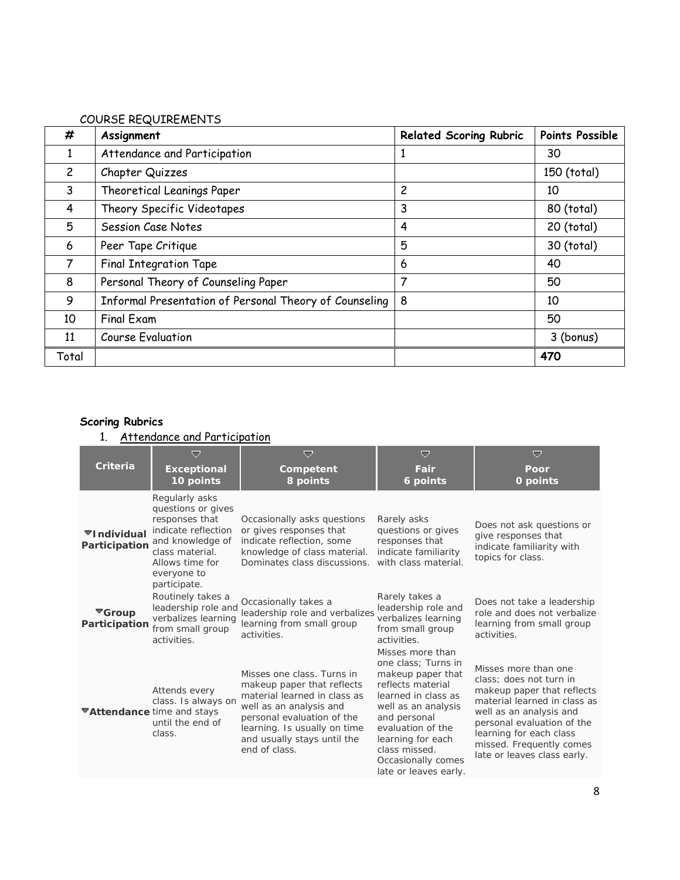COURSE REQUIREMENTS

| # | Assignment | Related Scoring Rubric | Points Possible |
|---|---|---|---|
| 1 | Attendance and Participation | 1 | 30 |
| 2 | Chapter Quizzes | | 150 (total) |
| 3 | Theoretical Leanings Paper | 2 | 10 |
| 4 | Theory Specific Videotapes | 3 | 80 (total) |
| 5 | Session Case Notes | 4 | 20 (total) |
| 6 | Peer Tape Critique | 5 | 30 (total) |
| 7 | Final Integration Tape | 6 | 40 |
| 8 | Personal Theory of Counseling Paper | 7 | 50 |
| 9 | Informal Presentation of Personal Theory of Counseling | 8 | 10 |
| 10 | Final Exam | | 50 |
| 11 | Course Evaluation | | 3 (bonus) |
| Total | | | **470** |

**Scoring Rubrics**

1. Attendance and Participation

| Criteria | Exceptional 10 points | Competent 8 points | Fair 6 points | Poor 0 points |
|---|---|---|---|---|
| **Individual Participation** | Regularly asks questions or gives responses that indicate reflection and knowledge of class material. Allows time for everyone to participate. | Occasionally asks questions or gives responses that indicate reflection, some knowledge of class material. Dominates class discussions. | Rarely asks questions or gives responses that indicate familiarity with class material. | Does not ask questions or give responses that indicate familiarity with topics for class. |
| **Group Participation** | Routinely takes a leadership role and verbalizes learning from small group activities. | Occasionally takes a leadership role and verbalizes learning from small group activities. | Rarely takes a leadership role and verbalizes learning from small group activities. | Does not take a leadership role and does not verbalize learning from small group activities. |
| **Attendance** | Attends every class. Is always on time and stays until the end of class. | Misses one class. Turns in makeup paper that reflects material learned in class as well as an analysis and personal evaluation of the learning. Is usually on time and usually stays until the end of class. | Misses more than one class; Turns in makeup paper that reflects material learned in class as well as an analysis and personal evaluation of the learning for each class missed. Occasionally comes late or leaves early. | Misses more than one class; does not turn in makeup paper that reflects material learned in class as well as an analysis and personal evaluation of the learning for each class missed. Frequently comes late or leaves class early. |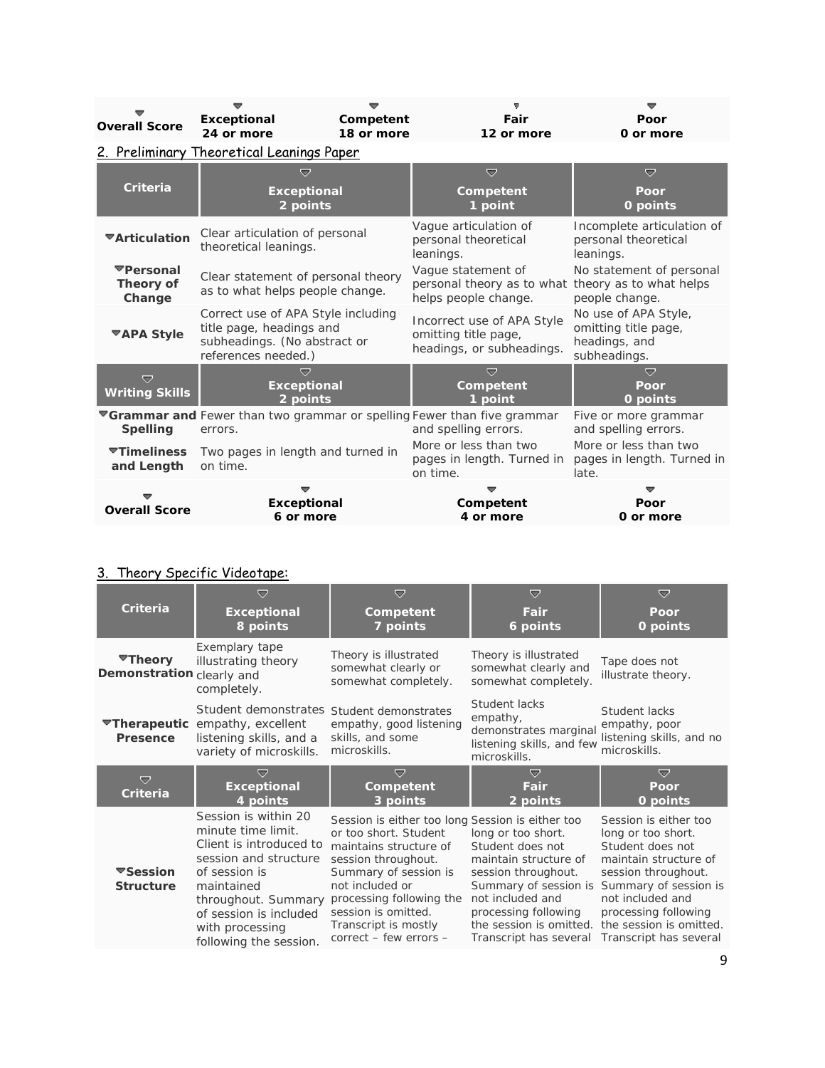| Overall Score | Exceptional 24 or more | Competent 18 or more | Fair 12 or more | Poor 0 or more |
|---|---|---|---|---|

2. Preliminary Theoretical Leanings Paper

| Criteria | Exceptional 2 points | Competent 1 point | Poor 0 points |
|---|---|---|---|
| **Articulation** | Clear articulation of personal theoretical leanings. | Vague articulation of personal theoretical leanings. | Incomplete articulation of personal theoretical leanings. |
| **Personal Theory of Change** | Clear statement of personal theory as to what helps people change. | Vague statement of personal theory as to what helps people change. | No statement of personal theory as to what helps people change. |
| **APA Style** | Correct use of APA Style including title page, headings and subheadings. (No abstract or references needed.) | Incorrect use of APA Style omitting title page, headings, or subheadings. | No use of APA Style, omitting title page, headings, and subheadings. |
| **Writing Skills** | **Exceptional 2 points** | **Competent 1 point** | **Poor 0 points** |
| **Grammar and Spelling** | Fewer than two grammar or spelling errors. | Fewer than five grammar and spelling errors. | Five or more grammar and spelling errors. |
| **Timeliness and Length** | Two pages in length and turned in on time. | More or less than two pages in length. Turned in on time. | More or less than two pages in length. Turned in late. |
| **Overall Score** | **Exceptional 6 or more** | **Competent 4 or more** | **Poor 0 or more** |

3. Theory Specific Videotape:

| Criteria | Exceptional 8 points | Competent 7 points | Fair 6 points | Poor 0 points |
|---|---|---|---|---|
| **Theory Demonstration** | Exemplary tape illustrating theory clearly and completely. | Theory is illustrated somewhat clearly or somewhat completely. | Theory is illustrated somewhat clearly and somewhat completely. | Tape does not illustrate theory. |
| **Therapeutic Presence** | Student demonstrates empathy, excellent listening skills, and a variety of microskills. | Student demonstrates empathy, good listening skills, and some microskills. | Student lacks empathy, demonstrates marginal listening skills, and few microskills. | Student lacks empathy, poor listening skills, and no microskills. |
| **Criteria** | **Exceptional 4 points** | **Competent 3 points** | **Fair 2 points** | **Poor 0 points** |
| **Session Structure** | Session is within 20 minute time limit. Client is introduced to session and structure of session is maintained throughout. Summary of session is included with processing following the session. | Session is either too long or too short. Student maintains structure of session throughout. Summary of session is not included or processing following the session is omitted. Transcript is mostly correct – few errors – | Session is either too long or too short. Student does not maintain structure of session throughout. Summary of session is not included and processing following the session is omitted. Transcript has several | Session is either too long or too short. Student does not maintain structure of session throughout. Summary of session is not included and processing following the session is omitted. Transcript has several |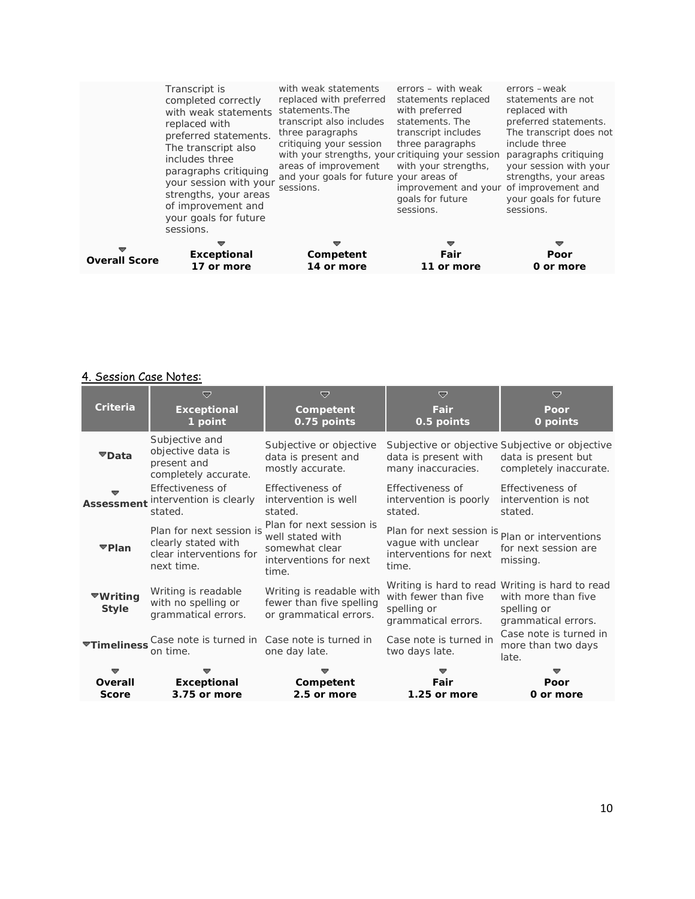| | | | | |
|---|---|---|---|---|
| | Transcript is completed correctly with weak statements replaced with preferred statements. The transcript also includes three paragraphs critiquing your session with your strengths, your areas of improvement and your goals for future sessions. | with weak statements replaced with preferred statements.The transcript also includes three paragraphs critiquing your session with your strengths, your areas of improvement and your goals for future sessions. | errors – with weak statements replaced with preferred statements. The transcript includes three paragraphs critiquing your session with your strengths, your areas of improvement and your goals for future sessions. | errors –weak statements are not replaced with preferred statements. The transcript does not include three paragraphs critiquing your session with your strengths, your areas of improvement and your goals for future sessions. |
| **Overall Score** | **Exceptional 17 or more** | **Competent 14 or more** | **Fair 11 or more** | **Poor 0 or more** |

4. Session Case Notes:

| Criteria | Exceptional 1 point | Competent 0.75 points | Fair 0.5 points | Poor 0 points |
|---|---|---|---|---|
| **Data** | Subjective and objective data is present and completely accurate. | Subjective or objective data is present and mostly accurate. | Subjective or objective data is present with many inaccuracies. | Subjective or objective data is present but completely inaccurate. |
| **Assessment** | Effectiveness of intervention is clearly stated. | Effectiveness of intervention is well stated. | Effectiveness of intervention is poorly stated. | Effectiveness of intervention is not stated. |
| **Plan** | Plan for next session is clearly stated with clear interventions for next time. | Plan for next session is well stated with somewhat clear interventions for next time. | Plan for next session is vague with unclear interventions for next time. | Plan or interventions for next session are missing. |
| **Writing Style** | Writing is readable with no spelling or grammatical errors. | Writing is readable with fewer than five spelling or grammatical errors. | Writing is hard to read with fewer than five spelling or grammatical errors. | Writing is hard to read with more than five spelling or grammatical errors. |
| **Timeliness** | Case note is turned in on time. | Case note is turned in one day late. | Case note is turned in two days late. | Case note is turned in more than two days late. |
| **Overall Score** | **Exceptional 3.75 or more** | **Competent 2.5 or more** | **Fair 1.25 or more** | **Poor 0 or more** |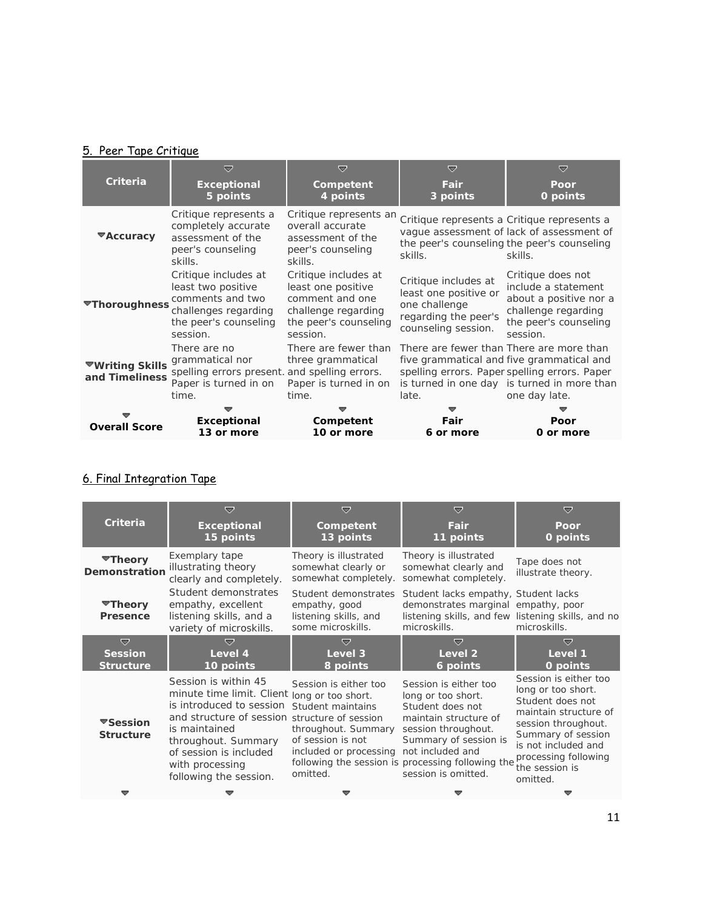5. Peer Tape Critique

| Criteria | Exceptional 5 points | Competent 4 points | Fair 3 points | Poor 0 points |
|---|---|---|---|---|
| Accuracy | Critique represents a completely accurate assessment of the peer's counseling skills. | Critique represents an overall accurate assessment of the peer's counseling skills. | Critique represents a vague assessment of the peer's counseling skills. | Critique represents a lack of assessment of the peer's counseling skills. |
| Thoroughness | Critique includes at least two positive comments and two challenges regarding the peer's counseling session. | Critique includes at least one positive comment and one challenge regarding the peer's counseling session. | Critique includes at least one positive or one challenge regarding the peer's counseling session. | Critique does not include a statement about a positive nor a challenge regarding the peer's counseling session. |
| Writing Skills and Timeliness | There are no grammatical nor spelling errors present. Paper is turned in on time. | There are fewer than three grammatical and spelling errors. Paper is turned in on time. | There are fewer than five grammatical and spelling errors. Paper is turned in one day late. | There are more than five grammatical and spelling errors. Paper is turned in more than one day late. |
| Overall Score | Exceptional 13 or more | Competent 10 or more | Fair 6 or more | Poor 0 or more |

6. Final Integration Tape

| Criteria | Exceptional 15 points | Competent 13 points | Fair 11 points | Poor 0 points |
|---|---|---|---|---|
| Theory Demonstration | Exemplary tape illustrating theory clearly and completely. | Theory is illustrated somewhat clearly or somewhat completely. | Theory is illustrated somewhat clearly and somewhat completely. | Tape does not illustrate theory. |
| Theory Presence | Student demonstrates empathy, excellent listening skills, and a variety of microskills. | Student demonstrates empathy, good listening skills, and some microskills. | Student lacks empathy, demonstrates marginal listening skills, and few microskills. | Student lacks empathy, poor listening skills, and no microskills. |
| **Session Structure** | **Level 4 10 points** | **Level 3 8 points** | **Level 2 6 points** | **Level 1 0 points** |
| Session Structure | Session is within 45 minute time limit. Client is introduced to session and structure of session is maintained throughout. Summary of session is included with processing following the session. | Session is either too long or too short. Student maintains structure of session throughout. Summary of session is not included or processing following the session is omitted. | Session is either too long or too short. Student does not maintain structure of session throughout. Summary of session is not included and processing following the session is omitted. | Session is either too long or too short. Student does not maintain structure of session throughout. Summary of session is not included and processing following the session is omitted. |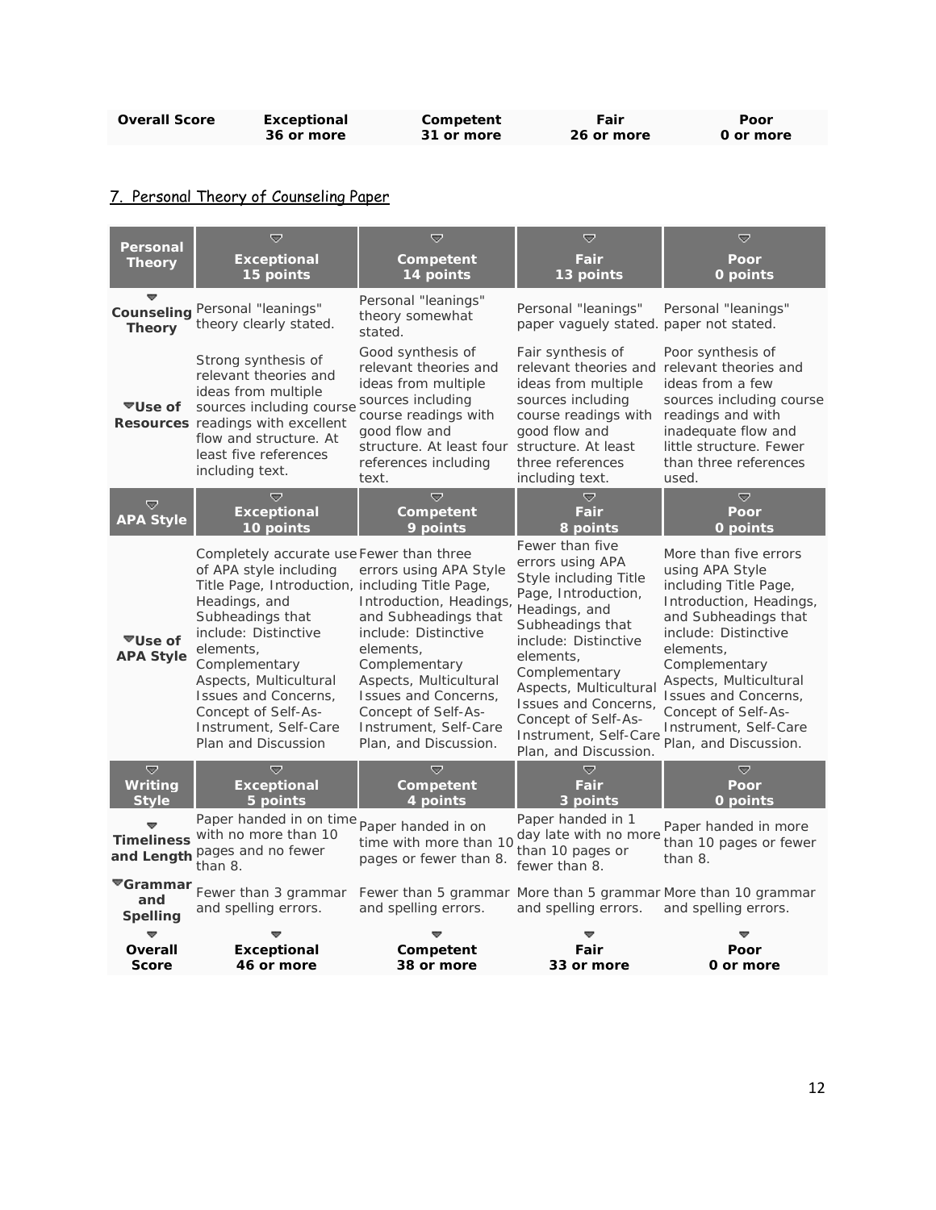| Overall Score | Exceptional 36 or more | Competent 31 or more | Fair 26 or more | Poor 0 or more |
|---|---|---|---|---|

## 7. Personal Theory of Counseling Paper

| Personal Theory | Exceptional 15 points | Competent 14 points | Fair 13 points | Poor 0 points |
|---|---|---|---|---|
| **Counseling Theory** | Personal "leanings" theory clearly stated. | Personal "leanings" theory somewhat stated. | Personal "leanings" paper vaguely stated. | Personal "leanings" paper not stated. |
| **Use of Resources** | Strong synthesis of relevant theories and ideas from multiple sources including course readings with excellent flow and structure. At least five references including text. | Good synthesis of relevant theories and ideas from multiple sources including course readings with good flow and structure. At least four references including text. | Fair synthesis of relevant theories and ideas from multiple sources including course readings with good flow and structure. At least three references including text. | Poor synthesis of relevant theories and ideas from a few sources including course readings and with inadequate flow and little structure. Fewer than three references used. |
| **APA Style** | **Exceptional 10 points** | **Competent 9 points** | **Fair 8 points** | **Poor 0 points** |
| **Use of APA Style** | Completely accurate use of APA style including Title Page, Introduction, Headings, and Subheadings that include: Distinctive elements, Complementary Aspects, Multicultural Issues and Concerns, Concept of Self-As-Instrument, Self-Care Plan and Discussion | Fewer than three errors using APA Style including Title Page, Introduction, Headings, and Subheadings that include: Distinctive elements, Complementary Aspects, Multicultural Issues and Concerns, Concept of Self-As-Instrument, Self-Care Plan, and Discussion. | Fewer than five errors using APA Style including Title Page, Introduction, Headings, and Subheadings that include: Distinctive elements, Complementary Aspects, Multicultural Issues and Concerns, Concept of Self-As-Instrument, Self-Care Plan, and Discussion. | More than five errors using APA Style including Title Page, Introduction, Headings, and Subheadings that include: Distinctive elements, Complementary Aspects, Multicultural Issues and Concerns, Concept of Self-As-Instrument, Self-Care Plan, and Discussion. |
| **Writing Style** | **Exceptional 5 points** | **Competent 4 points** | **Fair 3 points** | **Poor 0 points** |
| **Timeliness and Length** | Paper handed in on time with no more than 10 pages and no fewer than 8. | Paper handed in on time with more than 10 pages or fewer than 8. | Paper handed in 1 day late with no more than 10 pages or fewer than 8. | Paper handed in more than 10 pages or fewer than 8. |
| **Grammar and Spelling** | Fewer than 3 grammar and spelling errors. | Fewer than 5 grammar and spelling errors. | More than 5 grammar and spelling errors. | More than 10 grammar and spelling errors. |
| **Overall Score** | **Exceptional 46 or more** | **Competent 38 or more** | **Fair 33 or more** | **Poor 0 or more** |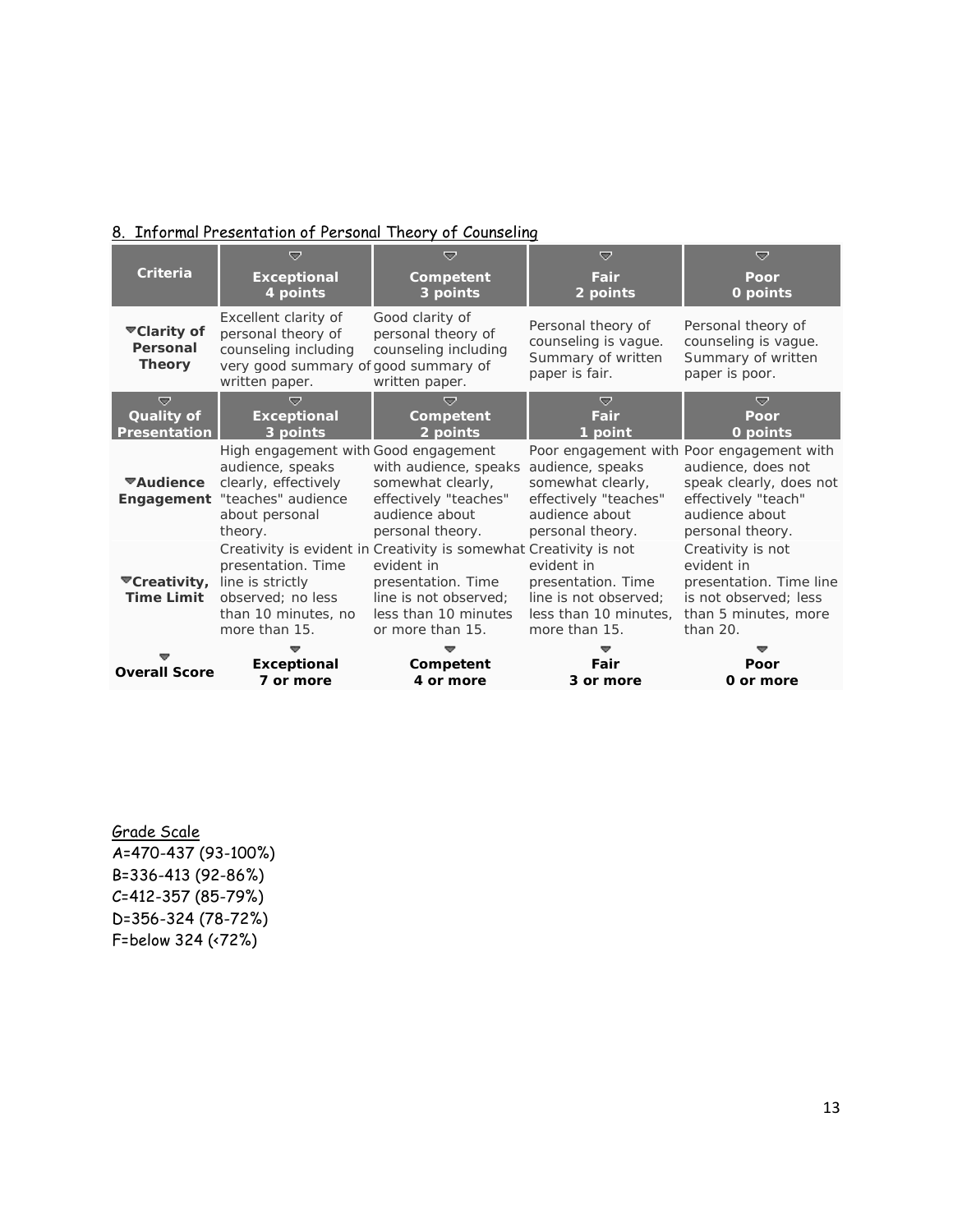8. Informal Presentation of Personal Theory of Counseling

| Criteria | Exceptional 4 points | Competent 3 points | Fair 2 points | Poor 0 points |
|---|---|---|---|---|
| Clarity of Personal Theory | Excellent clarity of personal theory of counseling including very good summary of written paper. | Good clarity of personal theory of counseling including good summary of written paper. | Personal theory of counseling is vague. Summary of written paper is fair. | Personal theory of counseling is vague. Summary of written paper is poor. |
| **Quality of Presentation** | **Exceptional 3 points** | **Competent 2 points** | **Fair 1 point** | **Poor 0 points** |
| Audience Engagement | High engagement with audience, speaks clearly, effectively "teaches" audience about personal theory. | Good engagement with audience, speaks somewhat clearly, effectively "teaches" audience about personal theory. | Poor engagement with audience, speaks somewhat clearly, effectively "teaches" audience about personal theory. | Poor engagement with audience, does not speak clearly, does not effectively "teach" audience about personal theory. |
| Creativity, Time Limit | Creativity is evident in presentation. Time line is strictly observed; no less than 10 minutes, no more than 15. | Creativity is somewhat evident in presentation. Time line is not observed; less than 10 minutes or more than 15. | Creativity is not evident in presentation. Time line is not observed; less than 10 minutes, more than 15. | Creativity is not evident in presentation. Time line is not observed; less than 5 minutes, more than 20. |
| **Overall Score** | **Exceptional 7 or more** | **Competent 4 or more** | **Fair 3 or more** | **Poor 0 or more** |

Grade Scale

A=470-437 (93-100%)

B=336-413 (92-86%)

C=412-357 (85-79%)

D=356-324 (78-72%)

F=below 324 (<72%)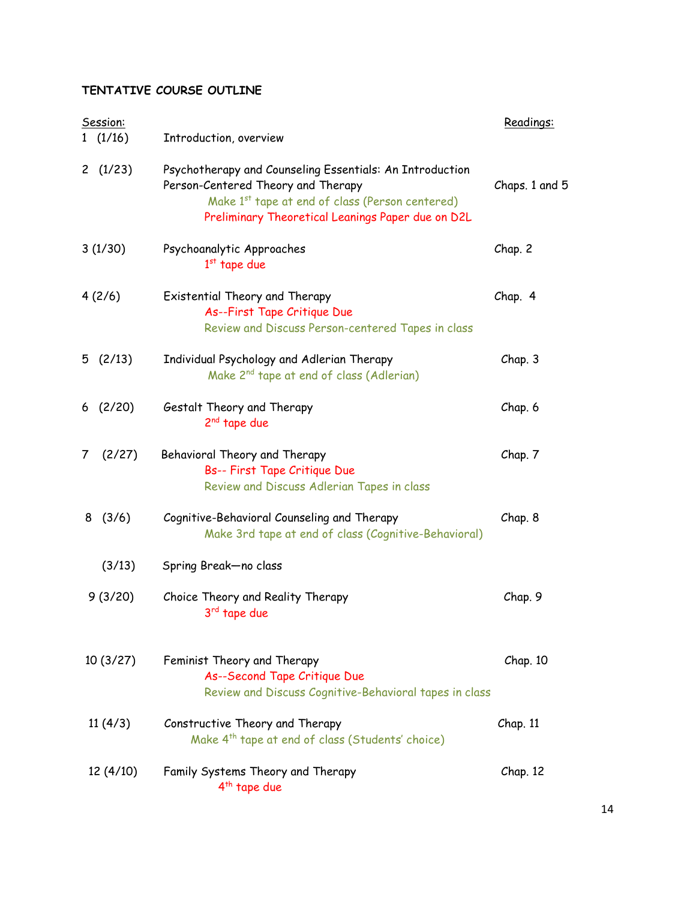**TENTATIVE COURSE OUTLINE**

| Session: | | Readings: |
|---|---|---|
| 1 (1/16) | Introduction, overview | |
| 2 (1/23) | Psychotherapy and Counseling Essentials: An Introduction<br>Person-Centered Theory and Therapy<br>Make 1st tape at end of class (Person centered)<br>Preliminary Theoretical Leanings Paper due on D2L | Chaps. 1 and 5 |
| 3 (1/30) | Psychoanalytic Approaches<br>1st tape due | Chap. 2 |
| 4 (2/6) | Existential Theory and Therapy<br>As--First Tape Critique Due<br>Review and Discuss Person-centered Tapes in class | Chap. 4 |
| 5 (2/13) | Individual Psychology and Adlerian Therapy<br>Make 2nd tape at end of class (Adlerian) | Chap. 3 |
| 6 (2/20) | Gestalt Theory and Therapy<br>2nd tape due | Chap. 6 |
| 7 (2/27) | Behavioral Theory and Therapy<br>Bs-- First Tape Critique Due<br>Review and Discuss Adlerian Tapes in class | Chap. 7 |
| 8 (3/6) | Cognitive-Behavioral Counseling and Therapy<br>Make 3rd tape at end of class (Cognitive-Behavioral) | Chap. 8 |
| (3/13) | Spring Break—no class | |
| 9 (3/20) | Choice Theory and Reality Therapy<br>3rd tape due | Chap. 9 |
| 10 (3/27) | Feminist Theory and Therapy<br>As--Second Tape Critique Due<br>Review and Discuss Cognitive-Behavioral tapes in class | Chap. 10 |
| 11 (4/3) | Constructive Theory and Therapy<br>Make 4th tape at end of class (Students' choice) | Chap. 11 |
| 12 (4/10) | Family Systems Theory and Therapy<br>4th tape due | Chap. 12 |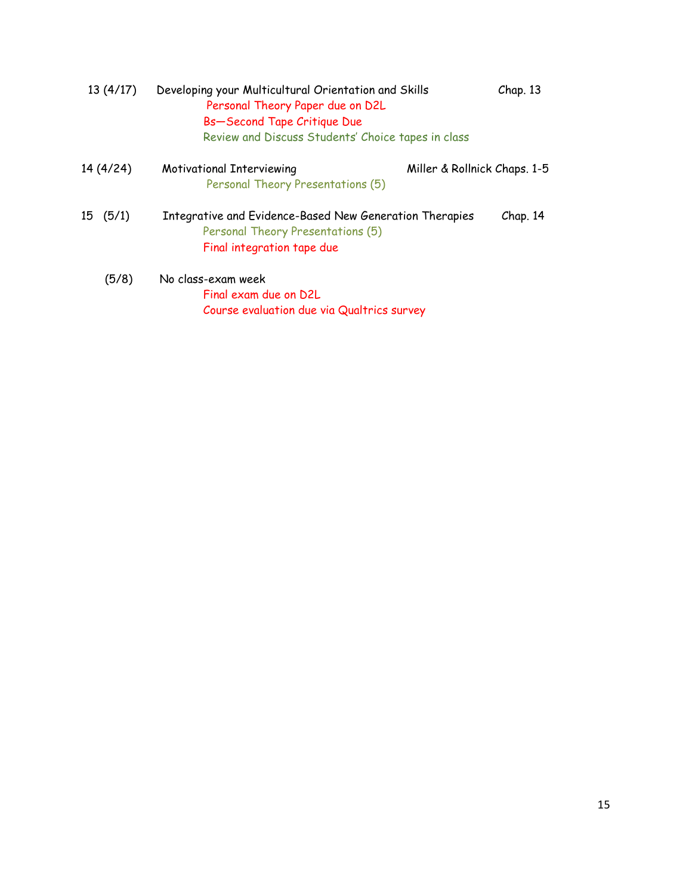13 (4/17) Developing your Multicultural Orientation and Skills Chap. 13

Personal Theory Paper due on D2L

Bs—Second Tape Critique Due

Review and Discuss Students' Choice tapes in class

14 (4/24) Motivational Interviewing Miller & Rollnick Chaps. 1-5

Personal Theory Presentations (5)

15 (5/1) Integrative and Evidence-Based New Generation Therapies Chap. 14

Personal Theory Presentations (5)

Final integration tape due

(5/8) No class-exam week

Final exam due on D2L

Course evaluation due via Qualtrics survey